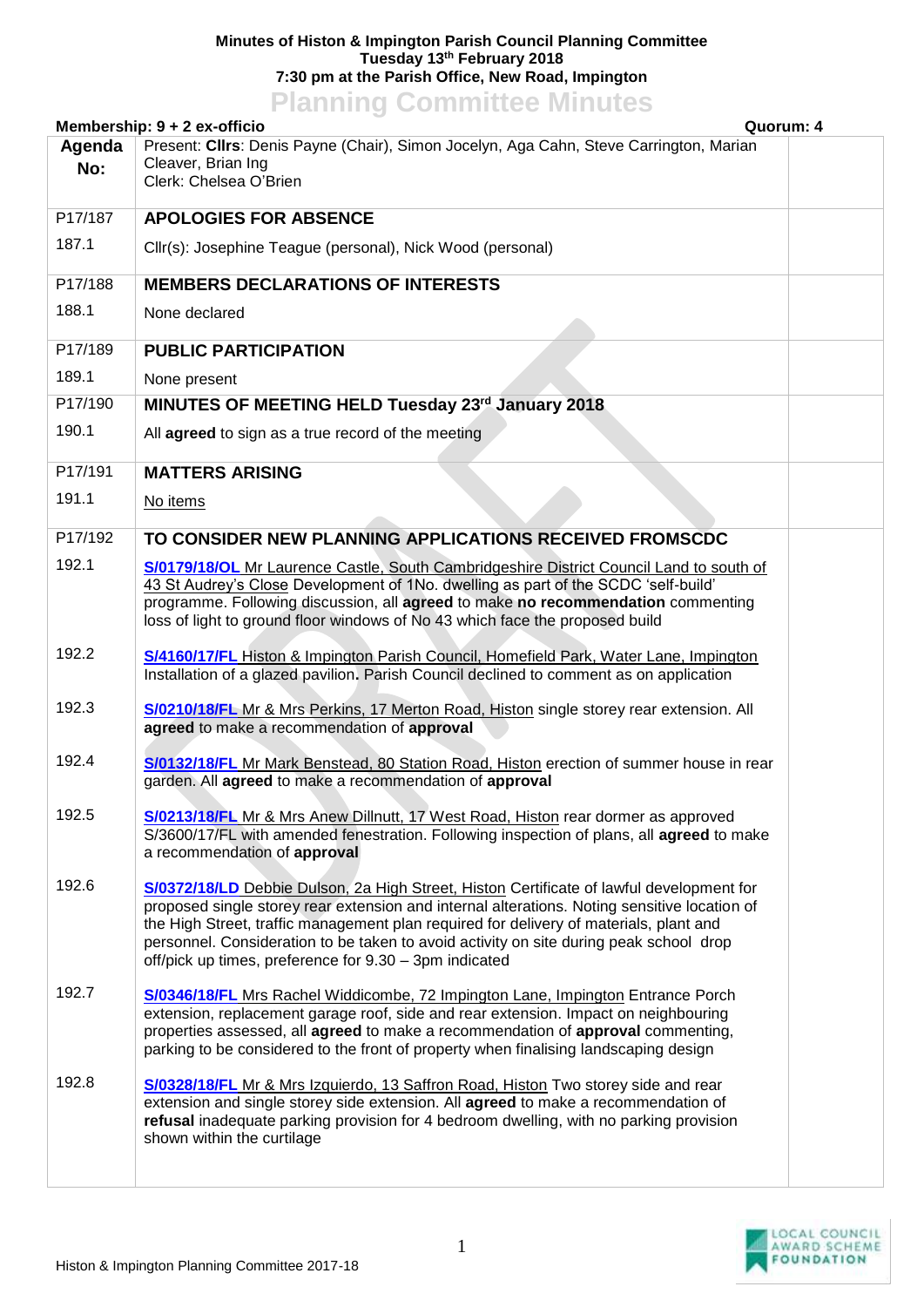**Minutes of Histon & Impington Parish Council Planning Committee**
**Tuesday 13th February 2018**
**7:30 pm at the Parish Office, New Road, Impington**

# Planning Committee Minutes

**Membership: 9 + 2 ex-officio** — **Quorum: 4**

| Agenda No: | Present: **Cllrs**: Denis Payne (Chair), Simon Jocelyn, Aga Cahn, Steve Carrington, Marian Cleaver, Brian Ing<br>Clerk: Chelsea O'Brien | |
|---|---|---|
| P17/187 | **APOLOGIES FOR ABSENCE** | |
| 187.1 | Cllr(s): Josephine Teague (personal), Nick Wood (personal) | |
| P17/188 | **MEMBERS DECLARATIONS OF INTERESTS** | |
| 188.1 | None declared | |
| P17/189 | **PUBLIC PARTICIPATION** | |
| 189.1 | None present | |
| P17/190 | **MINUTES OF MEETING HELD Tuesday 23rd January 2018** | |
| 190.1 | All **agreed** to sign as a true record of the meeting | |
| P17/191 | **MATTERS ARISING** | |
| 191.1 | No items | |
| P17/192 | **TO CONSIDER NEW PLANNING APPLICATIONS RECEIVED FROMSCDC** | |
| 192.1 | **S/0179/18/OL** Mr Laurence Castle, South Cambridgeshire District Council Land to south of 43 St Audrey's Close Development of 1No. dwelling as part of the SCDC 'self-build' programme. Following discussion, all **agreed** to make **no recommendation** commenting loss of light to ground floor windows of No 43 which face the proposed build | |
| 192.2 | **S/4160/17/FL** Histon & Impington Parish Council, Homefield Park, Water Lane, Impington Installation of a glazed pavilion**.** Parish Council declined to comment as on application | |
| 192.3 | **S/0210/18/FL** Mr & Mrs Perkins, 17 Merton Road, Histon single storey rear extension. All **agreed** to make a recommendation of **approval** | |
| 192.4 | **S/0132/18/FL** Mr Mark Benstead, 80 Station Road, Histon erection of summer house in rear garden. All **agreed** to make a recommendation of **approval** | |
| 192.5 | **S/0213/18/FL** Mr & Mrs Anew Dillnutt, 17 West Road, Histon rear dormer as approved S/3600/17/FL with amended fenestration. Following inspection of plans, all **agreed** to make a recommendation of **approval** | |
| 192.6 | **S/0372/18/LD** Debbie Dulson, 2a High Street, Histon Certificate of lawful development for proposed single storey rear extension and internal alterations. Noting sensitive location of the High Street, traffic management plan required for delivery of materials, plant and personnel. Consideration to be taken to avoid activity on site during peak school drop off/pick up times, preference for 9.30 – 3pm indicated | |
| 192.7 | **S/0346/18/FL** Mrs Rachel Widdicombe, 72 Impington Lane, Impington Entrance Porch extension, replacement garage roof, side and rear extension. Impact on neighbouring properties assessed, all **agreed** to make a recommendation of **approval** commenting, parking to be considered to the front of property when finalising landscaping design | |
| 192.8 | **S/0328/18/FL** Mr & Mrs Izquierdo, 13 Saffron Road, Histon Two storey side and rear extension and single storey side extension. All **agreed** to make a recommendation of **refusal** inadequate parking provision for 4 bedroom dwelling, with no parking provision shown within the curtilage | |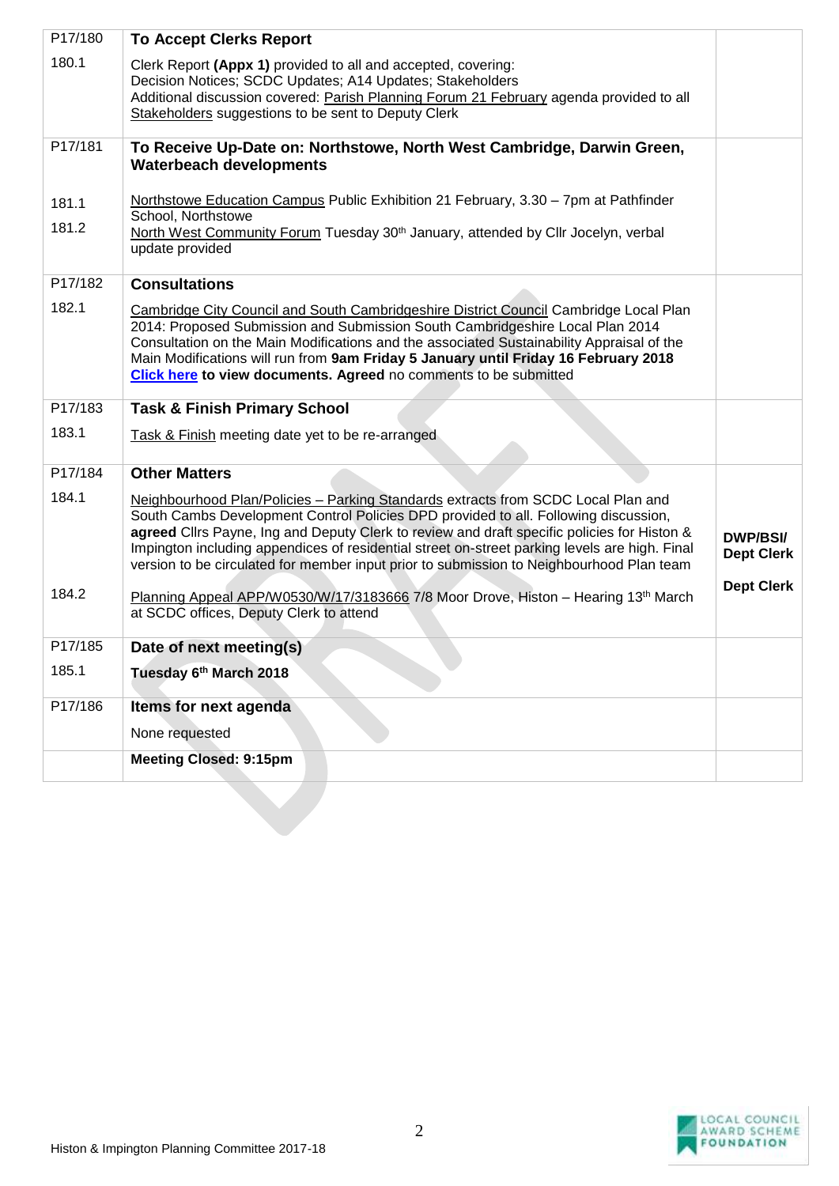| | | |
|---|---|---|
| P17/180 | **To Accept Clerks Report** | |
| 180.1 | Clerk Report **(Appx 1)** provided to all and accepted, covering:<br>Decision Notices; SCDC Updates; A14 Updates; Stakeholders<br>Additional discussion covered: Parish Planning Forum 21 February agenda provided to all<br>Stakeholders suggestions to be sent to Deputy Clerk | |
| P17/181 | **To Receive Up-Date on: Northstowe, North West Cambridge, Darwin Green, Waterbeach developments** | |
| 181.1<br>181.2 | Northstowe Education Campus Public Exhibition 21 February, 3.30 – 7pm at Pathfinder School, Northstowe<br>North West Community Forum Tuesday 30th January, attended by Cllr Jocelyn, verbal update provided | |
| P17/182 | **Consultations** | |
| 182.1 | Cambridge City Council and South Cambridgeshire District Council Cambridge Local Plan 2014: Proposed Submission and Submission South Cambridgeshire Local Plan 2014 Consultation on the Main Modifications and the associated Sustainability Appraisal of the Main Modifications will run from **9am Friday 5 January until Friday 16 February 2018** **Click here to view documents. Agreed** no comments to be submitted | |
| P17/183 | **Task & Finish Primary School** | |
| 183.1 | Task & Finish meeting date yet to be re-arranged | |
| P17/184 | **Other Matters** | |
| 184.1<br><br>184.2 | Neighbourhood Plan/Policies – Parking Standards extracts from SCDC Local Plan and South Cambs Development Control Policies DPD provided to all. Following discussion, **agreed** Cllrs Payne, Ing and Deputy Clerk to review and draft specific policies for Histon & Impington including appendices of residential street on-street parking levels are high. Final version to be circulated for member input prior to submission to Neighbourhood Plan team<br><br>Planning Appeal APP/W0530/W/17/3183666 7/8 Moor Drove, Histon – Hearing 13th March at SCDC offices, Deputy Clerk to attend | **DWP/BSI/ Dept Clerk**<br><br>**Dept Clerk** |
| P17/185 | **Date of next meeting(s)** | |
| 185.1 | **Tuesday 6th March 2018** | |
| P17/186 | **Items for next agenda** | |
| | None requested | |
| | **Meeting Closed: 9:15pm** | |